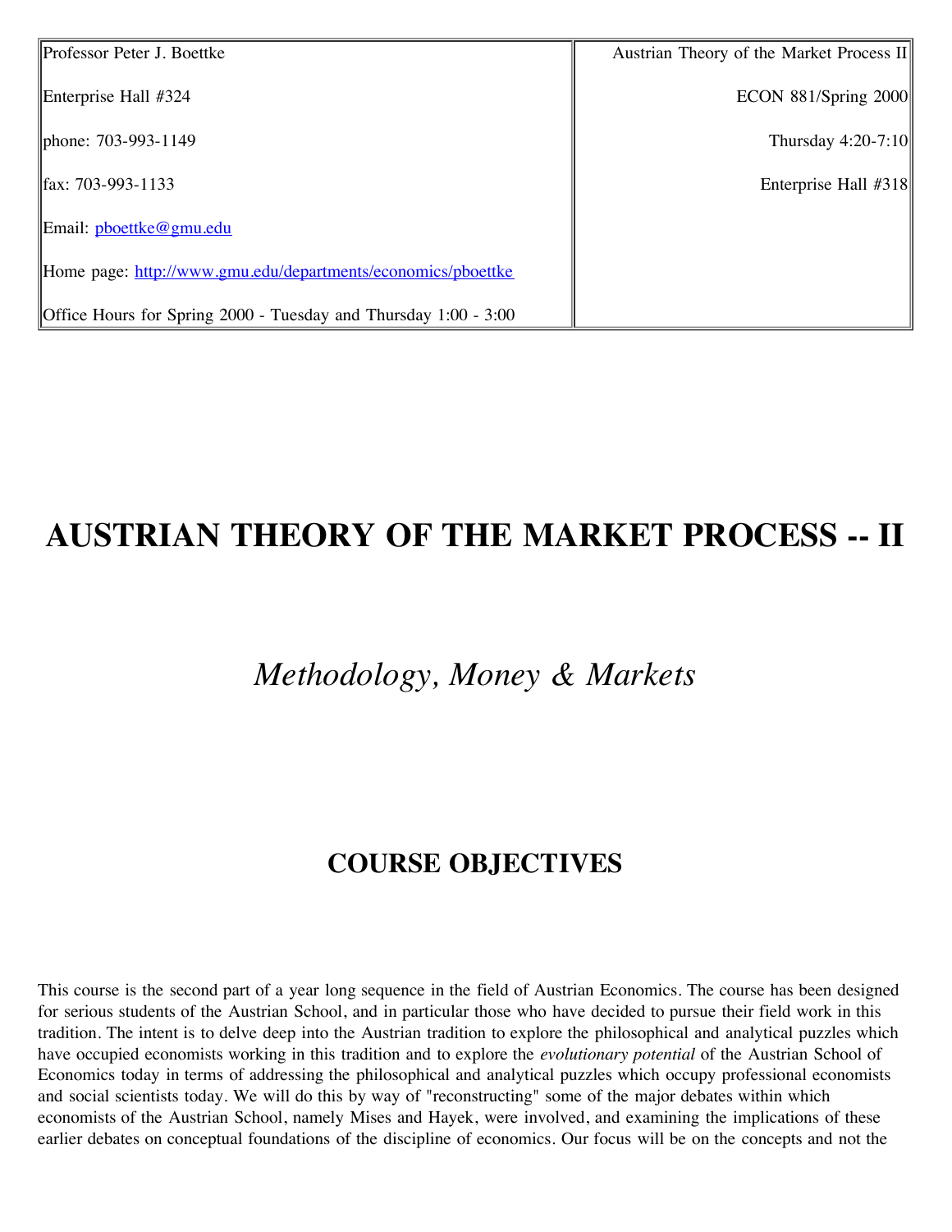| Professor Peter J. Boettke | Austrian Theory of the Market Process II |
| --- | --- |
| Enterprise Hall #324 | ECON 881/Spring 2000 |
| phone: 703-993-1149 | Thursday 4:20-7:10 |
| fax: 703-993-1133 | Enterprise Hall #318 |
| Email: pboettke@gmu.edu | |
| Home page: http://www.gmu.edu/departments/economics/pboettke | |
| Office Hours for Spring 2000 - Tuesday and Thursday 1:00 - 3:00 | |

# AUSTRIAN THEORY OF THE MARKET PROCESS -- II

## *Methodology, Money & Markets*

## COURSE OBJECTIVES

This course is the second part of a year long sequence in the field of Austrian Economics. The course has been designed for serious students of the Austrian School, and in particular those who have decided to pursue their field work in this tradition. The intent is to delve deep into the Austrian tradition to explore the philosophical and analytical puzzles which have occupied economists working in this tradition and to explore the *evolutionary potential* of the Austrian School of Economics today in terms of addressing the philosophical and analytical puzzles which occupy professional economists and social scientists today. We will do this by way of "reconstructing" some of the major debates within which economists of the Austrian School, namely Mises and Hayek, were involved, and examining the implications of these earlier debates on conceptual foundations of the discipline of economics. Our focus will be on the concepts and not the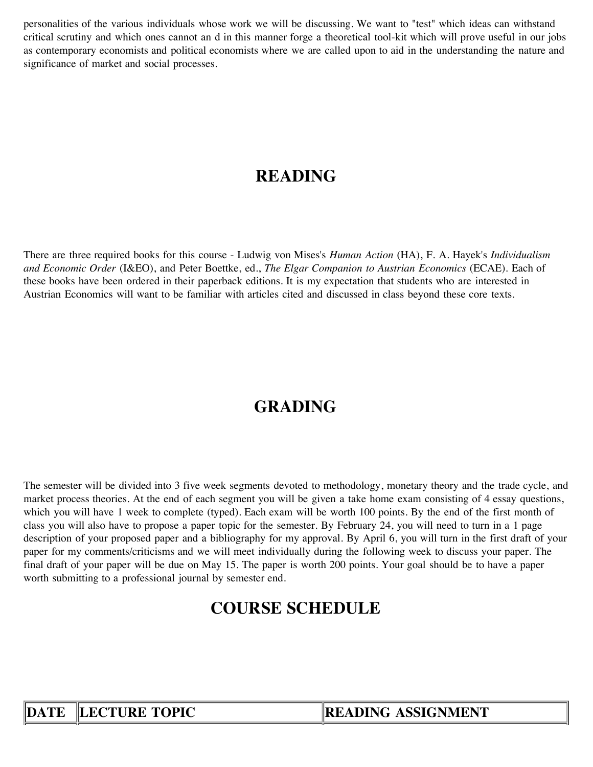personalities of the various individuals whose work we will be discussing. We want to "test" which ideas can withstand critical scrutiny and which ones cannot an d in this manner forge a theoretical tool-kit which will prove useful in our jobs as contemporary economists and political economists where we are called upon to aid in the understanding the nature and significance of market and social processes.

## READING

There are three required books for this course - Ludwig von Mises's *Human Action* (HA), F. A. Hayek's *Individualism and Economic Order* (I&EO), and Peter Boettke, ed., *The Elgar Companion to Austrian Economics* (ECAE). Each of these books have been ordered in their paperback editions. It is my expectation that students who are interested in Austrian Economics will want to be familiar with articles cited and discussed in class beyond these core texts.

## GRADING

The semester will be divided into 3 five week segments devoted to methodology, monetary theory and the trade cycle, and market process theories. At the end of each segment you will be given a take home exam consisting of 4 essay questions, which you will have 1 week to complete (typed). Each exam will be worth 100 points. By the end of the first month of class you will also have to propose a paper topic for the semester. By February 24, you will need to turn in a 1 page description of your proposed paper and a bibliography for my approval. By April 6, you will turn in the first draft of your paper for my comments/criticisms and we will meet individually during the following week to discuss your paper. The final draft of your paper will be due on May 15. The paper is worth 200 points. Your goal should be to have a paper worth submitting to a professional journal by semester end.

## COURSE SCHEDULE

| DATE | LECTURE TOPIC | READING ASSIGNMENT |
|---|---|---|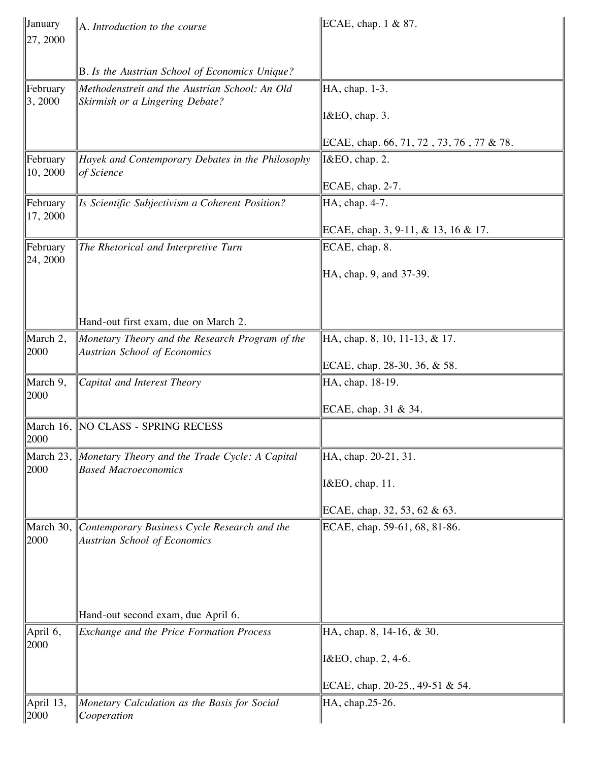| | | |
|---|---|---|
| January 27, 2000 | A. *Introduction to the course*<br><br>B. *Is the Austrian School of Economics Unique?* | ECAE, chap. 1 & 87. |
| February 3, 2000 | *Methodenstreit and the Austrian School: An Old Skirmish or a Lingering Debate?* | HA, chap. 1-3.<br><br>I&EO, chap. 3.<br><br>ECAE, chap. 66, 71, 72 , 73, 76 , 77 & 78. |
| February 10, 2000 | *Hayek and Contemporary Debates in the Philosophy of Science* | I&EO, chap. 2.<br><br>ECAE, chap. 2-7. |
| February 17, 2000 | *Is Scientific Subjectivism a Coherent Position?* | HA, chap. 4-7.<br><br>ECAE, chap. 3, 9-11, & 13, 16 & 17. |
| February 24, 2000 | *The Rhetorical and Interpretive Turn*<br><br>Hand-out first exam, due on March 2. | ECAE, chap. 8.<br><br>HA, chap. 9, and 37-39. |
| March 2, 2000 | *Monetary Theory and the Research Program of the Austrian School of Economics* | HA, chap. 8, 10, 11-13, & 17.<br><br>ECAE, chap. 28-30, 36, & 58. |
| March 9, 2000 | *Capital and Interest Theory* | HA, chap. 18-19.<br><br>ECAE, chap. 31 & 34. |
| March 16, 2000 | NO CLASS - SPRING RECESS | |
| March 23, 2000 | *Monetary Theory and the Trade Cycle: A Capital Based Macroeconomics* | HA, chap. 20-21, 31.<br><br>I&EO, chap. 11.<br><br>ECAE, chap. 32, 53, 62 & 63. |
| March 30, 2000 | *Contemporary Business Cycle Research and the Austrian School of Economics*<br><br>Hand-out second exam, due April 6. | ECAE, chap. 59-61, 68, 81-86. |
| April 6, 2000 | *Exchange and the Price Formation Process* | HA, chap. 8, 14-16, & 30.<br><br>I&EO, chap. 2, 4-6.<br><br>ECAE, chap. 20-25., 49-51 & 54. |
| April 13, 2000 | *Monetary Calculation as the Basis for Social Cooperation* | HA, chap.25-26. |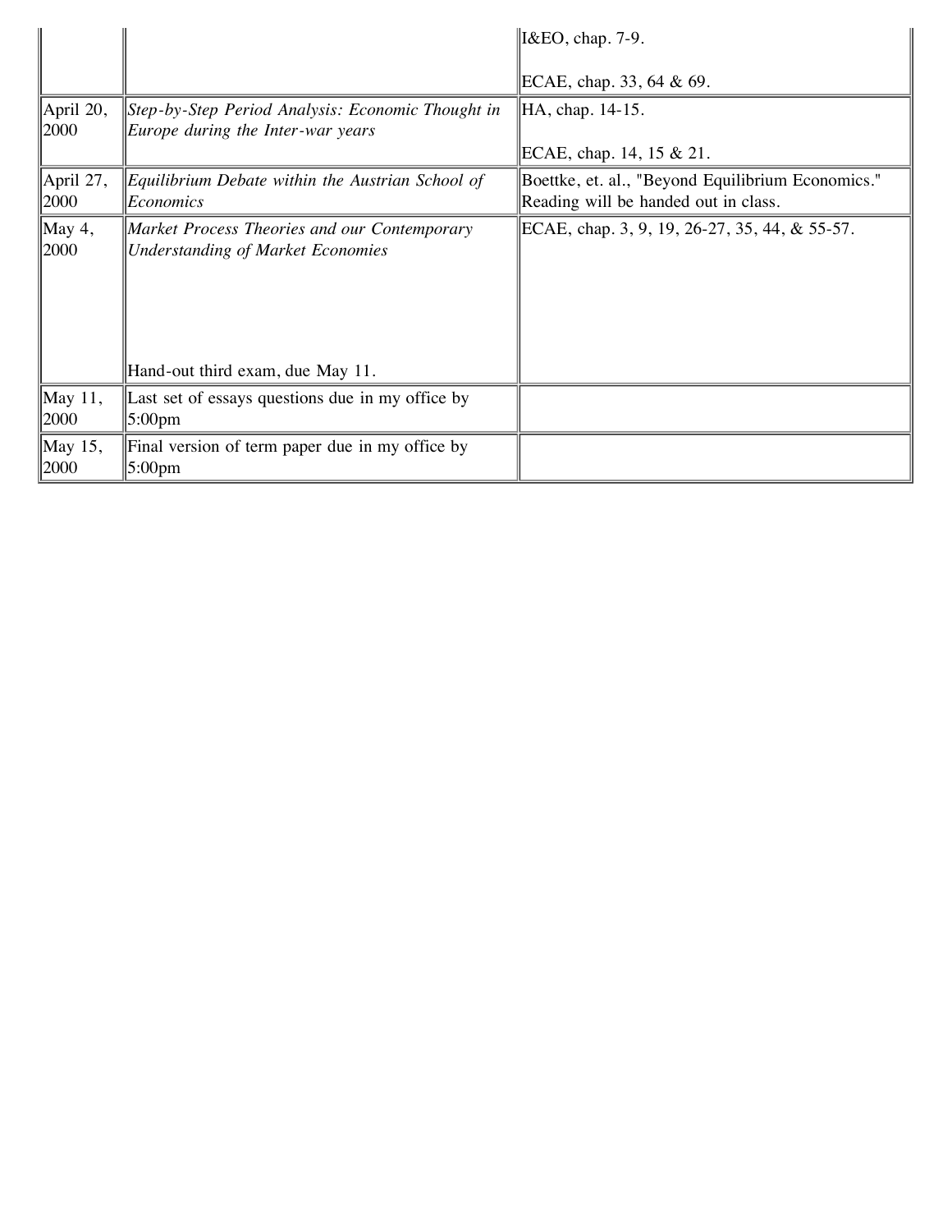| | | |
|---|---|---|
| | | I&EO, chap. 7-9.<br><br>ECAE, chap. 33, 64 & 69. |
| April 20, 2000 | *Step-by-Step Period Analysis: Economic Thought in Europe during the Inter-war years* | HA, chap. 14-15.<br><br>ECAE, chap. 14, 15 & 21. |
| April 27, 2000 | *Equilibrium Debate within the Austrian School of Economics* | Boettke, et. al., "Beyond Equilibrium Economics." Reading will be handed out in class. |
| May 4, 2000 | *Market Process Theories and our Contemporary Understanding of Market Economies*<br><br>Hand-out third exam, due May 11. | ECAE, chap. 3, 9, 19, 26-27, 35, 44, & 55-57. |
| May 11, 2000 | Last set of essays questions due in my office by 5:00pm | |
| May 15, 2000 | Final version of term paper due in my office by 5:00pm | |